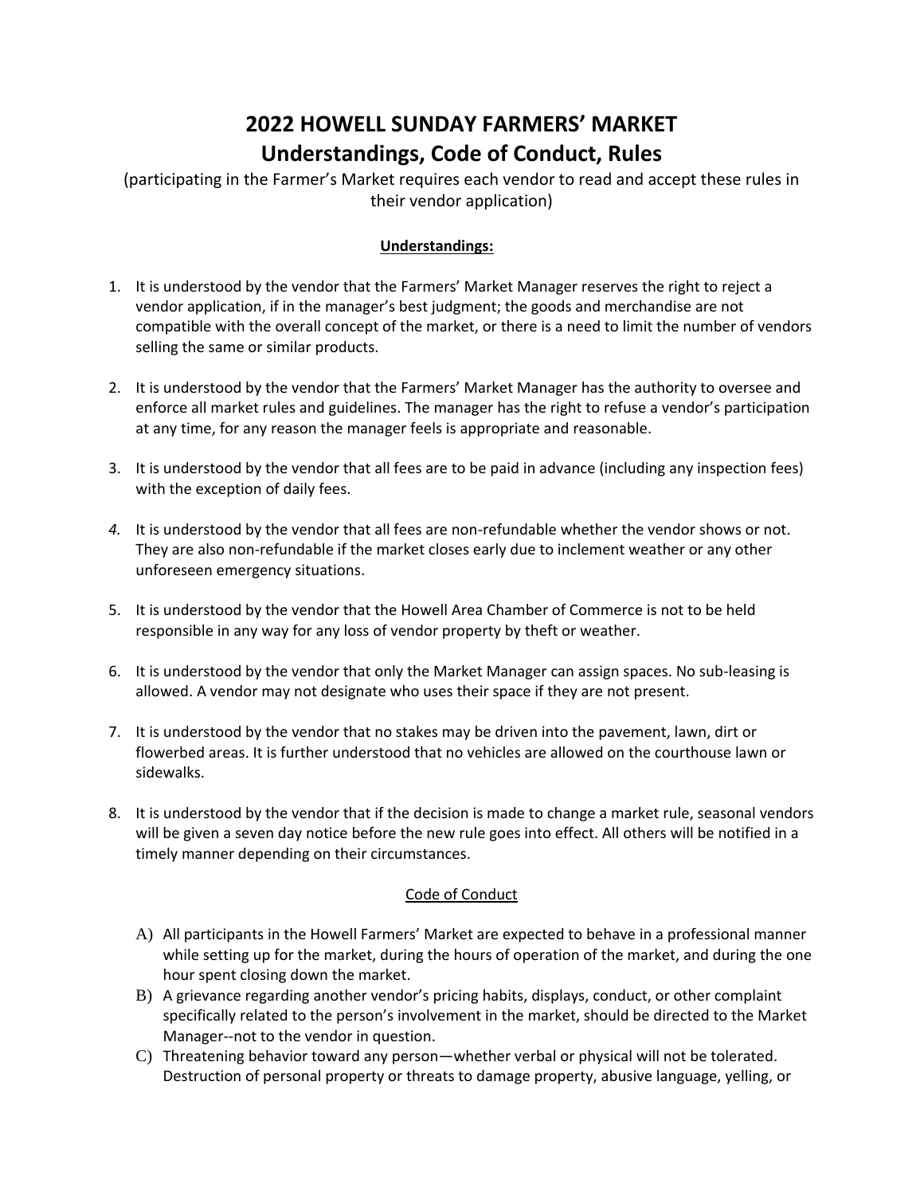# 2022 HOWELL SUNDAY FARMERS' MARKET
# Understandings, Code of Conduct, Rules

(participating in the Farmer's Market requires each vendor to read and accept these rules in their vendor application)

## <u>Understandings:</u>

1. It is understood by the vendor that the Farmers' Market Manager reserves the right to reject a vendor application, if in the manager's best judgment; the goods and merchandise are not compatible with the overall concept of the market, or there is a need to limit the number of vendors selling the same or similar products.

2. It is understood by the vendor that the Farmers' Market Manager has the authority to oversee and enforce all market rules and guidelines. The manager has the right to refuse a vendor's participation at any time, for any reason the manager feels is appropriate and reasonable.

3. It is understood by the vendor that all fees are to be paid in advance (including any inspection fees) with the exception of daily fees.

4. It is understood by the vendor that all fees are non-refundable whether the vendor shows or not. They are also non-refundable if the market closes early due to inclement weather or any other unforeseen emergency situations.

5. It is understood by the vendor that the Howell Area Chamber of Commerce is not to be held responsible in any way for any loss of vendor property by theft or weather.

6. It is understood by the vendor that only the Market Manager can assign spaces. No sub-leasing is allowed. A vendor may not designate who uses their space if they are not present.

7. It is understood by the vendor that no stakes may be driven into the pavement, lawn, dirt or flowerbed areas. It is further understood that no vehicles are allowed on the courthouse lawn or sidewalks.

8. It is understood by the vendor that if the decision is made to change a market rule, seasonal vendors will be given a seven day notice before the new rule goes into effect. All others will be notified in a timely manner depending on their circumstances.

## <u>Code of Conduct</u>

A) All participants in the Howell Farmers' Market are expected to behave in a professional manner while setting up for the market, during the hours of operation of the market, and during the one hour spent closing down the market.

B) A grievance regarding another vendor's pricing habits, displays, conduct, or other complaint specifically related to the person's involvement in the market, should be directed to the Market Manager--not to the vendor in question.

C) Threatening behavior toward any person—whether verbal or physical will not be tolerated. Destruction of personal property or threats to damage property, abusive language, yelling, or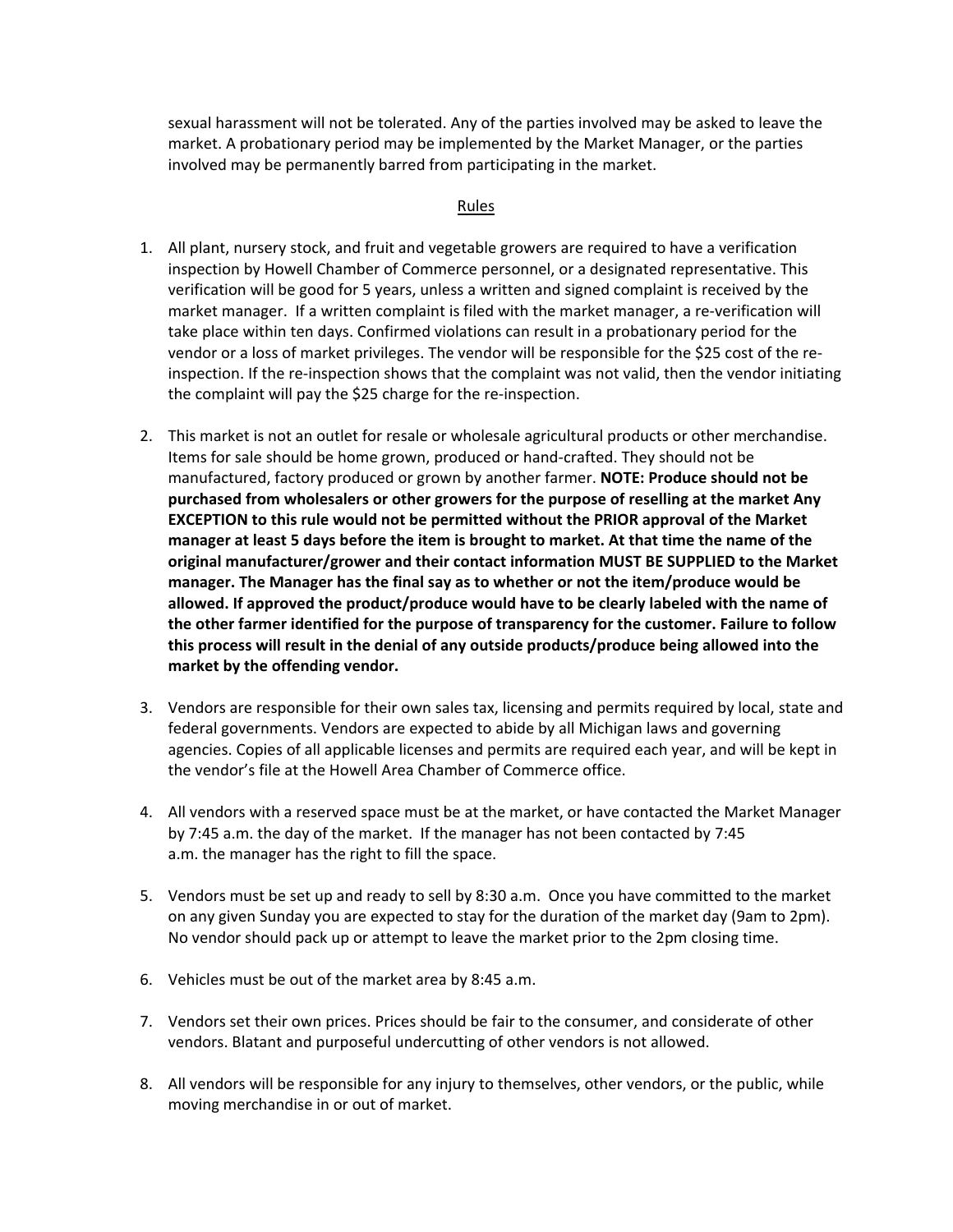sexual harassment will not be tolerated. Any of the parties involved may be asked to leave the market. A probationary period may be implemented by the Market Manager, or the parties involved may be permanently barred from participating in the market.

## Rules

1. All plant, nursery stock, and fruit and vegetable growers are required to have a verification inspection by Howell Chamber of Commerce personnel, or a designated representative. This verification will be good for 5 years, unless a written and signed complaint is received by the market manager. If a written complaint is filed with the market manager, a re-verification will take place within ten days. Confirmed violations can result in a probationary period for the vendor or a loss of market privileges. The vendor will be responsible for the $25 cost of the re-inspection. If the re-inspection shows that the complaint was not valid, then the vendor initiating the complaint will pay the $25 charge for the re-inspection.

2. This market is not an outlet for resale or wholesale agricultural products or other merchandise. Items for sale should be home grown, produced or hand-crafted. They should not be manufactured, factory produced or grown by another farmer. **NOTE: Produce should not be purchased from wholesalers or other growers for the purpose of reselling at the market Any EXCEPTION to this rule would not be permitted without the PRIOR approval of the Market manager at least 5 days before the item is brought to market. At that time the name of the original manufacturer/grower and their contact information MUST BE SUPPLIED to the Market manager. The Manager has the final say as to whether or not the item/produce would be allowed. If approved the product/produce would have to be clearly labeled with the name of the other farmer identified for the purpose of transparency for the customer. Failure to follow this process will result in the denial of any outside products/produce being allowed into the market by the offending vendor.**

3. Vendors are responsible for their own sales tax, licensing and permits required by local, state and federal governments. Vendors are expected to abide by all Michigan laws and governing agencies. Copies of all applicable licenses and permits are required each year, and will be kept in the vendor's file at the Howell Area Chamber of Commerce office.

4. All vendors with a reserved space must be at the market, or have contacted the Market Manager by 7:45 a.m. the day of the market. If the manager has not been contacted by 7:45 a.m. the manager has the right to fill the space.

5. Vendors must be set up and ready to sell by 8:30 a.m. Once you have committed to the market on any given Sunday you are expected to stay for the duration of the market day (9am to 2pm). No vendor should pack up or attempt to leave the market prior to the 2pm closing time.

6. Vehicles must be out of the market area by 8:45 a.m.

7. Vendors set their own prices. Prices should be fair to the consumer, and considerate of other vendors. Blatant and purposeful undercutting of other vendors is not allowed.

8. All vendors will be responsible for any injury to themselves, other vendors, or the public, while moving merchandise in or out of market.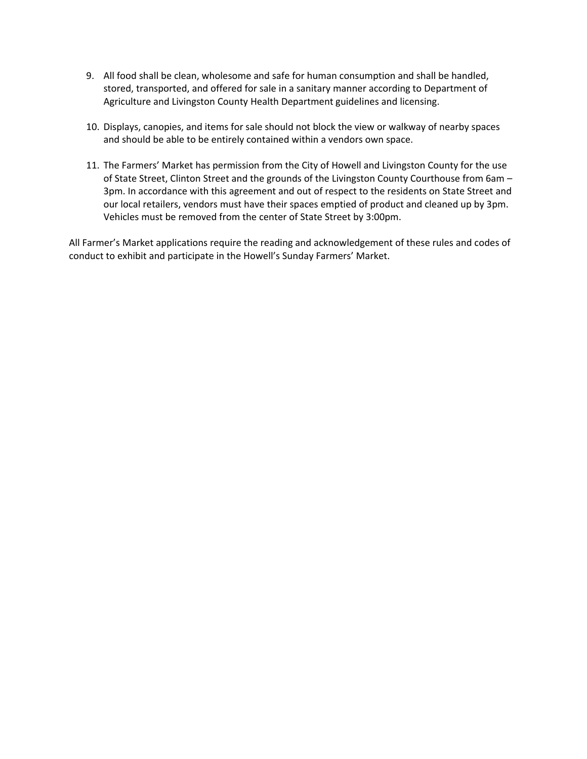9. All food shall be clean, wholesome and safe for human consumption and shall be handled, stored, transported, and offered for sale in a sanitary manner according to Department of Agriculture and Livingston County Health Department guidelines and licensing.

10. Displays, canopies, and items for sale should not block the view or walkway of nearby spaces and should be able to be entirely contained within a vendors own space.

11. The Farmers' Market has permission from the City of Howell and Livingston County for the use of State Street, Clinton Street and the grounds of the Livingston County Courthouse from 6am – 3pm. In accordance with this agreement and out of respect to the residents on State Street and our local retailers, vendors must have their spaces emptied of product and cleaned up by 3pm. Vehicles must be removed from the center of State Street by 3:00pm.

All Farmer's Market applications require the reading and acknowledgement of these rules and codes of conduct to exhibit and participate in the Howell's Sunday Farmers' Market.